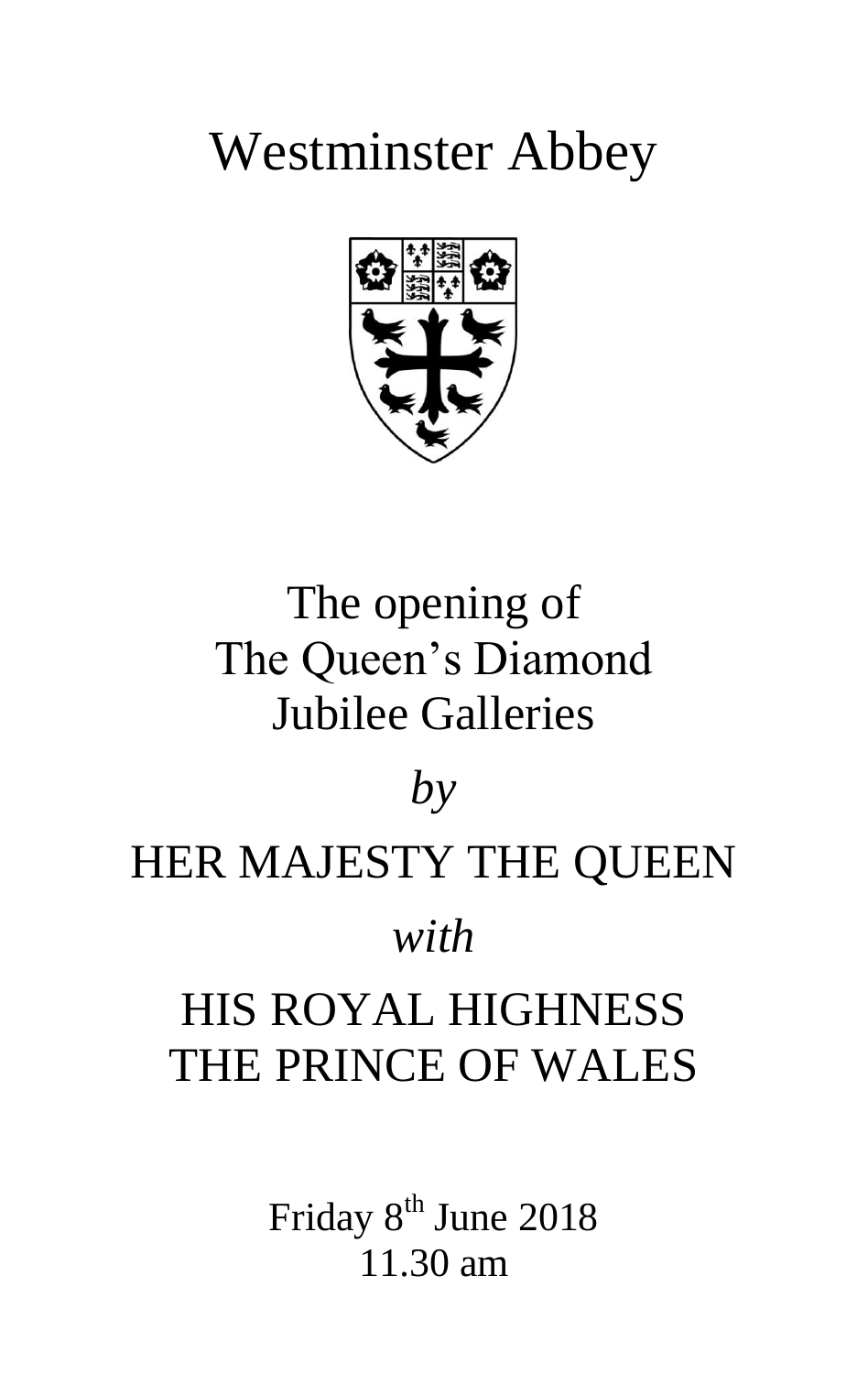# Westminster Abbey

## The opening of The Queen's Diamond Jubilee Galleries

*by*

HER MAJESTY THE QUEEN

*with*

HIS ROYAL HIGHNESS THE PRINCE OF WALES

Friday 8th June 2018

11.30 am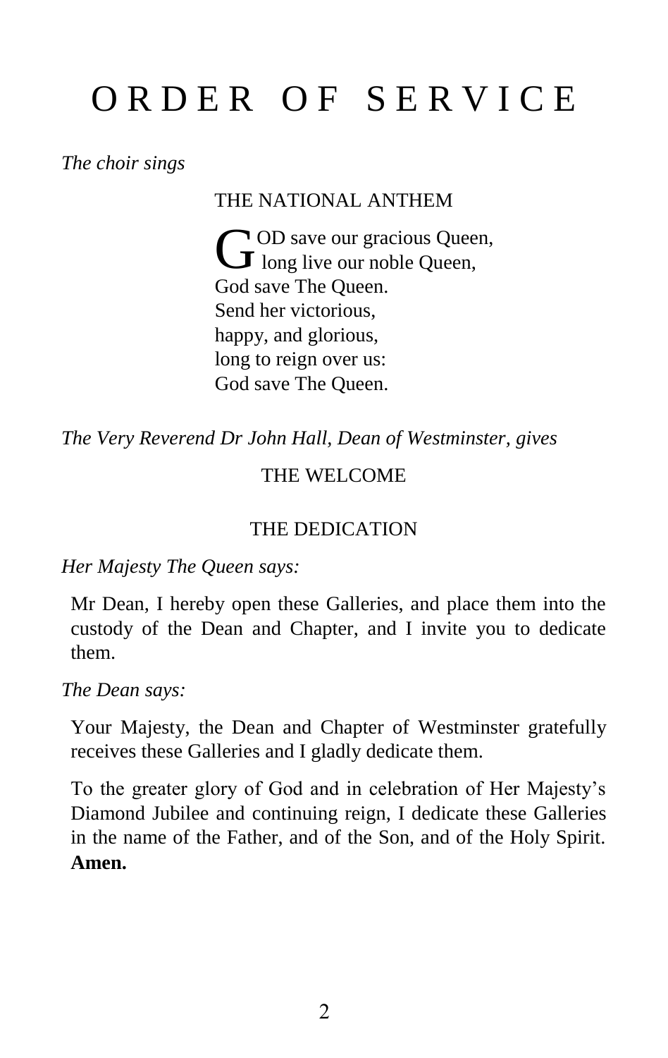# ORDER OF SERVICE

*The choir sings*

THE NATIONAL ANTHEM

GOD save our gracious Queen,
long live our noble Queen,
God save The Queen.
Send her victorious,
happy, and glorious,
long to reign over us:
God save The Queen.

*The Very Reverend Dr John Hall, Dean of Westminster, gives*

THE WELCOME

THE DEDICATION

*Her Majesty The Queen says:*

Mr Dean, I hereby open these Galleries, and place them into the custody of the Dean and Chapter, and I invite you to dedicate them.

*The Dean says:*

Your Majesty, the Dean and Chapter of Westminster gratefully receives these Galleries and I gladly dedicate them.

To the greater glory of God and in celebration of Her Majesty's Diamond Jubilee and continuing reign, I dedicate these Galleries in the name of the Father, and of the Son, and of the Holy Spirit. **Amen.**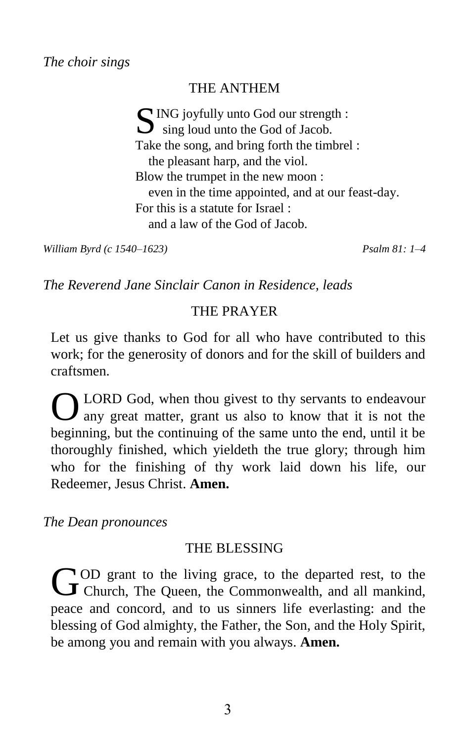*The choir sings*

## THE ANTHEM

SING joyfully unto God our strength :
sing loud unto the God of Jacob.
Take the song, and bring forth the timbrel :
the pleasant harp, and the viol.
Blow the trumpet in the new moon :
even in the time appointed, and at our feast-day.
For this is a statute for Israel :
and a law of the God of Jacob.

*William Byrd (c 1540–1623)* *Psalm 81: 1–4*

*The Reverend Jane Sinclair Canon in Residence, leads*

## THE PRAYER

Let us give thanks to God for all who have contributed to this work; for the generosity of donors and for the skill of builders and craftsmen.

O LORD God, when thou givest to thy servants to endeavour any great matter, grant us also to know that it is not the beginning, but the continuing of the same unto the end, until it be thoroughly finished, which yieldeth the true glory; through him who for the finishing of thy work laid down his life, our Redeemer, Jesus Christ. **Amen.**

*The Dean pronounces*

## THE BLESSING

GOD grant to the living grace, to the departed rest, to the Church, The Queen, the Commonwealth, and all mankind, peace and concord, and to us sinners life everlasting: and the blessing of God almighty, the Father, the Son, and the Holy Spirit, be among you and remain with you always. **Amen.**